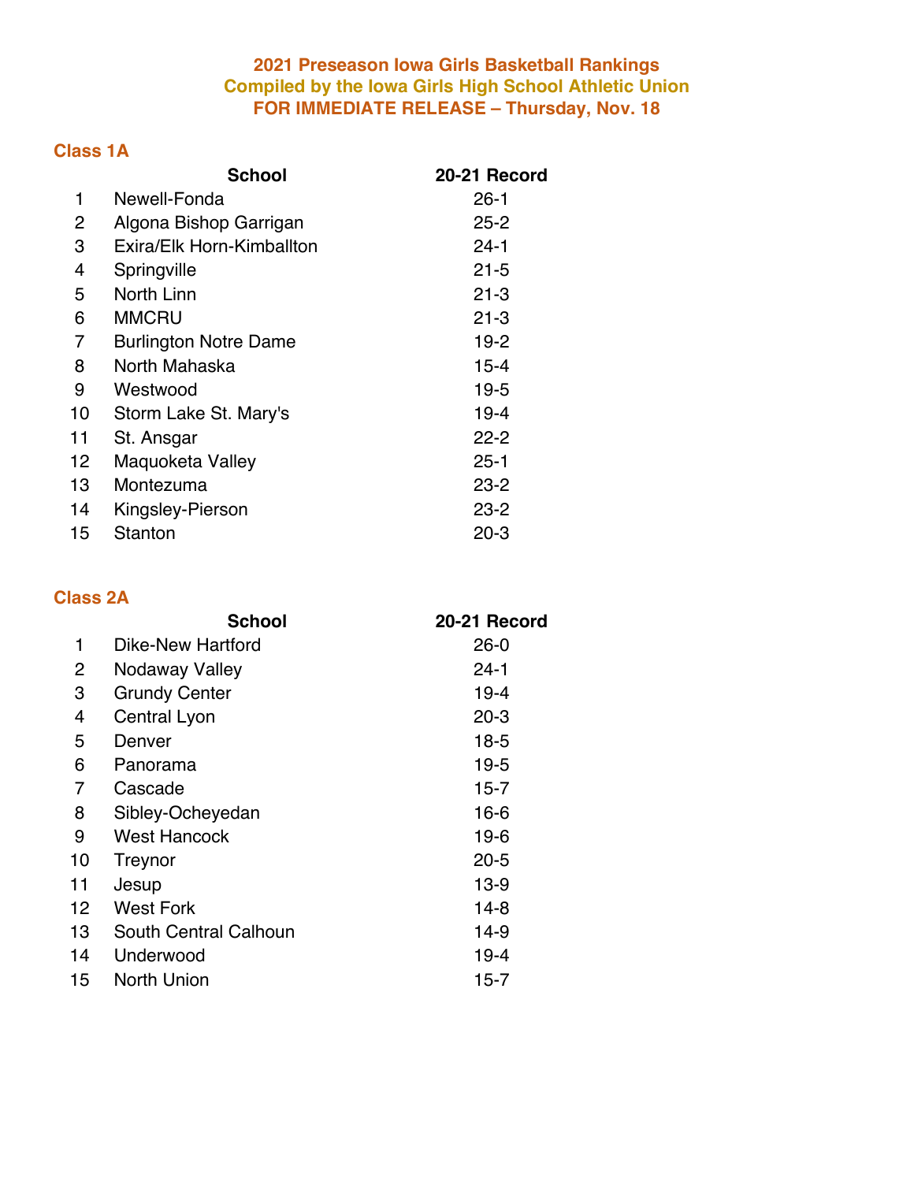**2021 Preseason Iowa Girls Basketball Rankings**
**Compiled by the Iowa Girls High School Athletic Union**
**FOR IMMEDIATE RELEASE – Thursday, Nov. 18**

## Class 1A

| | School | 20-21 Record |
|---|---|---|
| 1 | Newell-Fonda | 26-1 |
| 2 | Algona Bishop Garrigan | 25-2 |
| 3 | Exira/Elk Horn-Kimballton | 24-1 |
| 4 | Springville | 21-5 |
| 5 | North Linn | 21-3 |
| 6 | MMCRU | 21-3 |
| 7 | Burlington Notre Dame | 19-2 |
| 8 | North Mahaska | 15-4 |
| 9 | Westwood | 19-5 |
| 10 | Storm Lake St. Mary's | 19-4 |
| 11 | St. Ansgar | 22-2 |
| 12 | Maquoketa Valley | 25-1 |
| 13 | Montezuma | 23-2 |
| 14 | Kingsley-Pierson | 23-2 |
| 15 | Stanton | 20-3 |

## Class 2A

| | School | 20-21 Record |
|---|---|---|
| 1 | Dike-New Hartford | 26-0 |
| 2 | Nodaway Valley | 24-1 |
| 3 | Grundy Center | 19-4 |
| 4 | Central Lyon | 20-3 |
| 5 | Denver | 18-5 |
| 6 | Panorama | 19-5 |
| 7 | Cascade | 15-7 |
| 8 | Sibley-Ocheyedan | 16-6 |
| 9 | West Hancock | 19-6 |
| 10 | Treynor | 20-5 |
| 11 | Jesup | 13-9 |
| 12 | West Fork | 14-8 |
| 13 | South Central Calhoun | 14-9 |
| 14 | Underwood | 19-4 |
| 15 | North Union | 15-7 |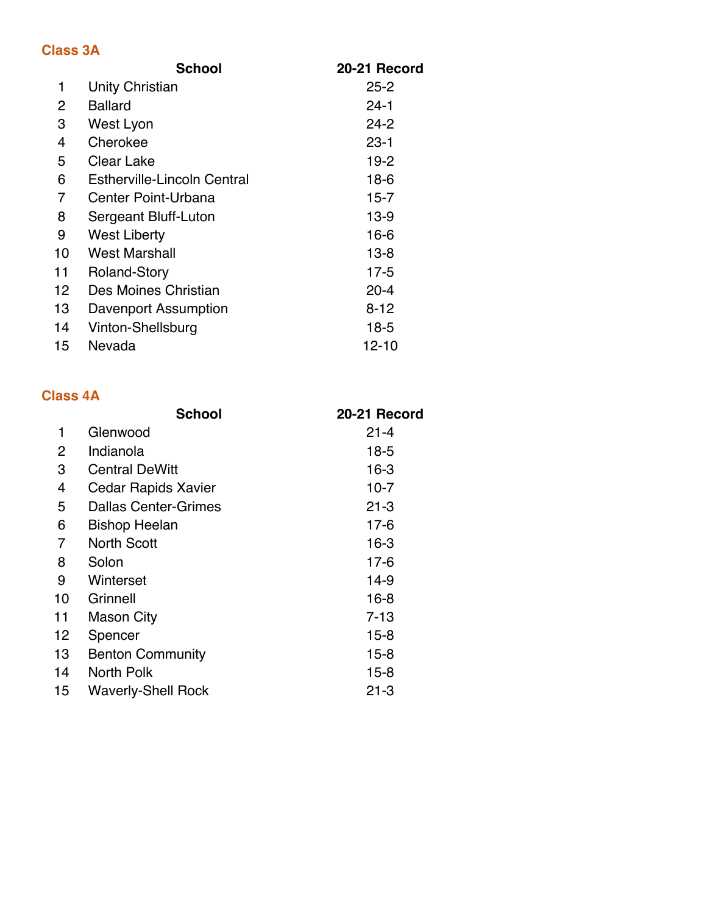## Class 3A

| | School | 20-21 Record |
|---|---|---|
| 1 | Unity Christian | 25-2 |
| 2 | Ballard | 24-1 |
| 3 | West Lyon | 24-2 |
| 4 | Cherokee | 23-1 |
| 5 | Clear Lake | 19-2 |
| 6 | Estherville-Lincoln Central | 18-6 |
| 7 | Center Point-Urbana | 15-7 |
| 8 | Sergeant Bluff-Luton | 13-9 |
| 9 | West Liberty | 16-6 |
| 10 | West Marshall | 13-8 |
| 11 | Roland-Story | 17-5 |
| 12 | Des Moines Christian | 20-4 |
| 13 | Davenport Assumption | 8-12 |
| 14 | Vinton-Shellsburg | 18-5 |
| 15 | Nevada | 12-10 |

## Class 4A

| | School | 20-21 Record |
|---|---|---|
| 1 | Glenwood | 21-4 |
| 2 | Indianola | 18-5 |
| 3 | Central DeWitt | 16-3 |
| 4 | Cedar Rapids Xavier | 10-7 |
| 5 | Dallas Center-Grimes | 21-3 |
| 6 | Bishop Heelan | 17-6 |
| 7 | North Scott | 16-3 |
| 8 | Solon | 17-6 |
| 9 | Winterset | 14-9 |
| 10 | Grinnell | 16-8 |
| 11 | Mason City | 7-13 |
| 12 | Spencer | 15-8 |
| 13 | Benton Community | 15-8 |
| 14 | North Polk | 15-8 |
| 15 | Waverly-Shell Rock | 21-3 |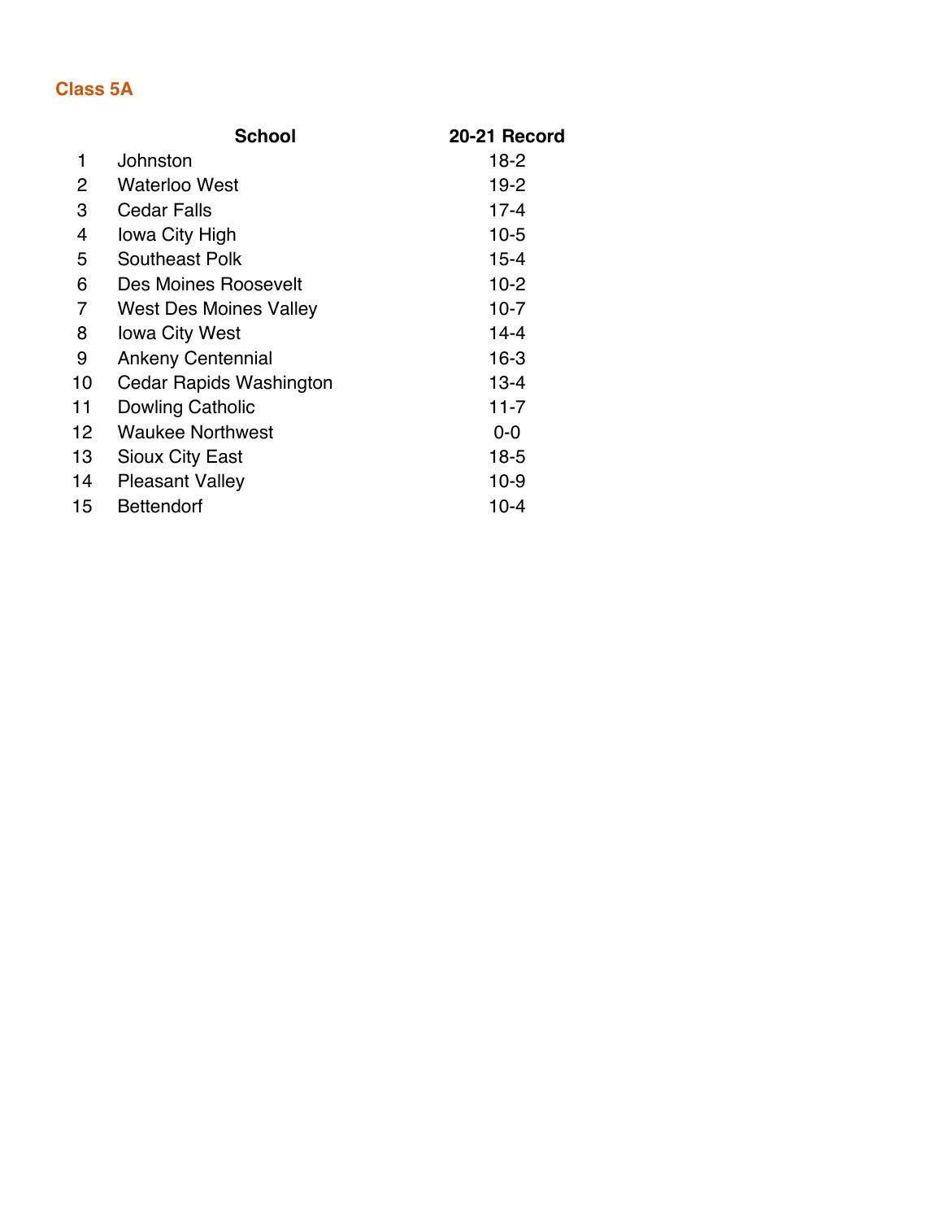## Class 5A

| | School | 20-21 Record |
|---|---|---|
| 1 | Johnston | 18-2 |
| 2 | Waterloo West | 19-2 |
| 3 | Cedar Falls | 17-4 |
| 4 | Iowa City High | 10-5 |
| 5 | Southeast Polk | 15-4 |
| 6 | Des Moines Roosevelt | 10-2 |
| 7 | West Des Moines Valley | 10-7 |
| 8 | Iowa City West | 14-4 |
| 9 | Ankeny Centennial | 16-3 |
| 10 | Cedar Rapids Washington | 13-4 |
| 11 | Dowling Catholic | 11-7 |
| 12 | Waukee Northwest | 0-0 |
| 13 | Sioux City East | 18-5 |
| 14 | Pleasant Valley | 10-9 |
| 15 | Bettendorf | 10-4 |